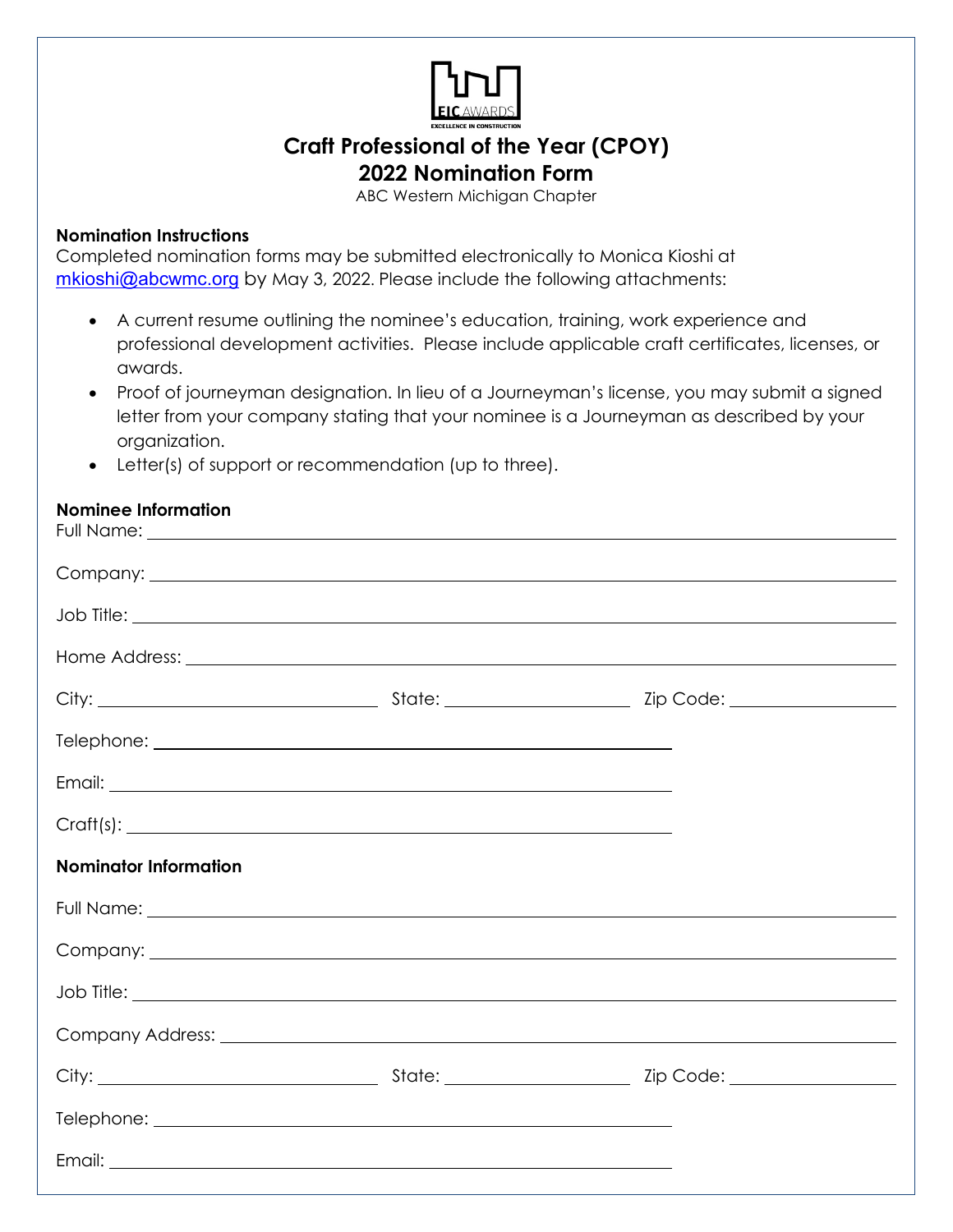# Craft Professional of the Year (CPOY)

## 2022 Nomination Form

ABC Western Michigan Chapter

**Nomination Instructions**

Completed nomination forms may be submitted electronically to Monica Kioshi at mkioshi@abcwmc.org by May 3, 2022. Please include the following attachments:

- A current resume outlining the nominee's education, training, work experience and professional development activities. Please include applicable craft certificates, licenses, or awards.
- Proof of journeyman designation. In lieu of a Journeyman's license, you may submit a signed letter from your company stating that your nominee is a Journeyman as described by your organization.
- Letter(s) of support or recommendation (up to three).

**Nominee Information**

Full Name: \_\_\_\_\_\_\_\_\_\_\_\_\_\_\_\_\_\_\_\_

Company: \_\_\_\_\_\_\_\_\_\_\_\_\_\_\_\_\_\_\_\_

Job Title: \_\_\_\_\_\_\_\_\_\_\_\_\_\_\_\_\_\_\_\_

Home Address: \_\_\_\_\_\_\_\_\_\_\_\_\_\_\_\_\_\_\_\_

City: \_\_\_\_\_\_\_\_\_\_ State: \_\_\_\_\_\_\_\_\_\_ Zip Code: \_\_\_\_\_\_\_\_\_\_

Telephone: \_\_\_\_\_\_\_\_\_\_\_\_\_\_\_\_\_\_\_\_

Email: \_\_\_\_\_\_\_\_\_\_\_\_\_\_\_\_\_\_\_\_

Craft(s): \_\_\_\_\_\_\_\_\_\_\_\_\_\_\_\_\_\_\_\_

**Nominator Information**

Full Name: \_\_\_\_\_\_\_\_\_\_\_\_\_\_\_\_\_\_\_\_

Company: \_\_\_\_\_\_\_\_\_\_\_\_\_\_\_\_\_\_\_\_

Job Title: \_\_\_\_\_\_\_\_\_\_\_\_\_\_\_\_\_\_\_\_

Company Address: \_\_\_\_\_\_\_\_\_\_\_\_\_\_\_\_\_\_\_\_

City: \_\_\_\_\_\_\_\_\_\_ State: \_\_\_\_\_\_\_\_\_\_ Zip Code: \_\_\_\_\_\_\_\_\_\_

Telephone: \_\_\_\_\_\_\_\_\_\_\_\_\_\_\_\_\_\_\_\_

Email: \_\_\_\_\_\_\_\_\_\_\_\_\_\_\_\_\_\_\_\_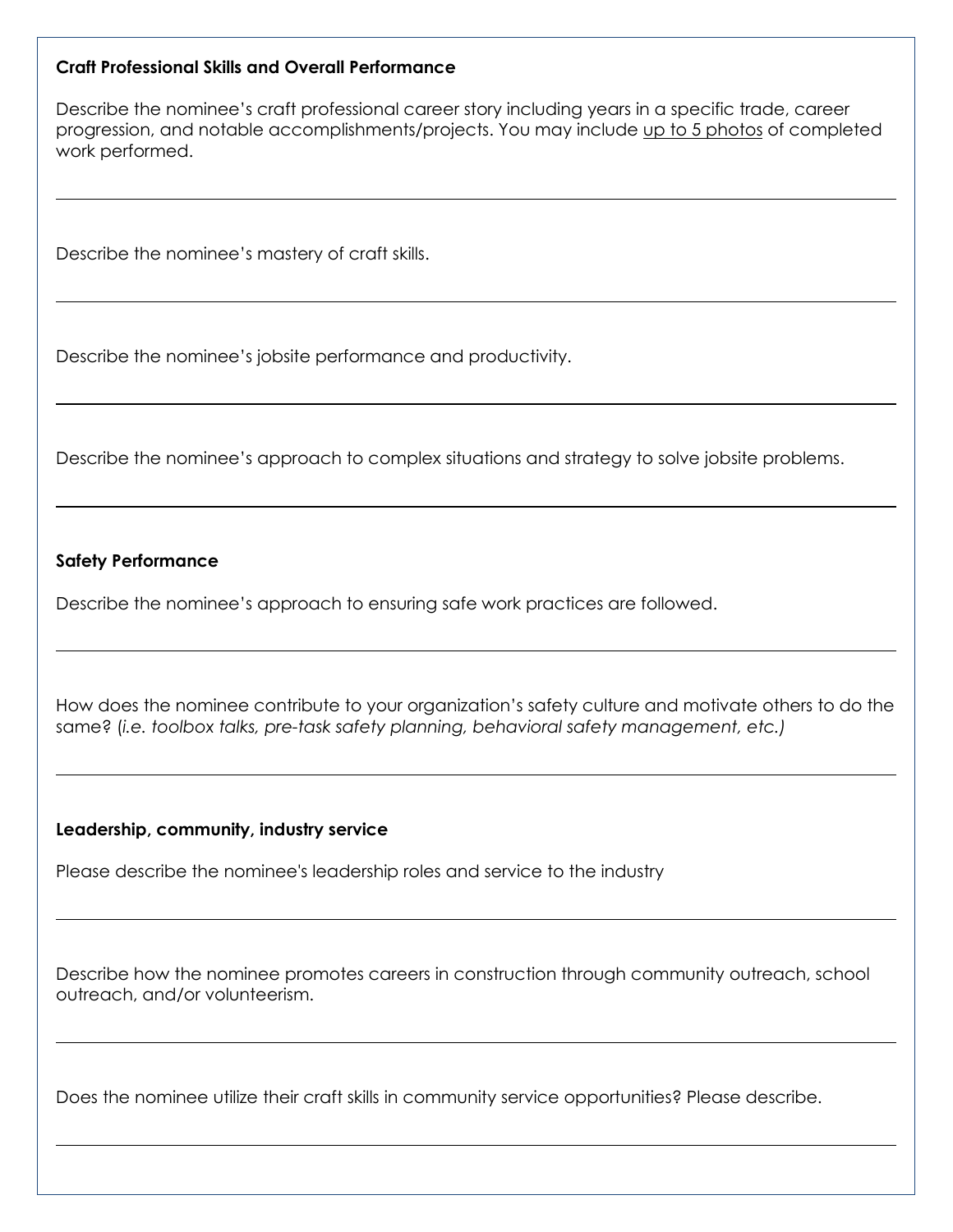**Craft Professional Skills and Overall Performance**

Describe the nominee's craft professional career story including years in a specific trade, career progression, and notable accomplishments/projects. You may include up to 5 photos of completed work performed.

---

Describe the nominee's mastery of craft skills.

---

Describe the nominee's jobsite performance and productivity.

---

Describe the nominee's approach to complex situations and strategy to solve jobsite problems.

---

**Safety Performance**

Describe the nominee's approach to ensuring safe work practices are followed.

---

How does the nominee contribute to your organization's safety culture and motivate others to do the same? (*i.e. toolbox talks, pre-task safety planning, behavioral safety management, etc.)*

---

**Leadership, community, industry service**

Please describe the nominee's leadership roles and service to the industry

---

Describe how the nominee promotes careers in construction through community outreach, school outreach, and/or volunteerism.

---

Does the nominee utilize their craft skills in community service opportunities? Please describe.

---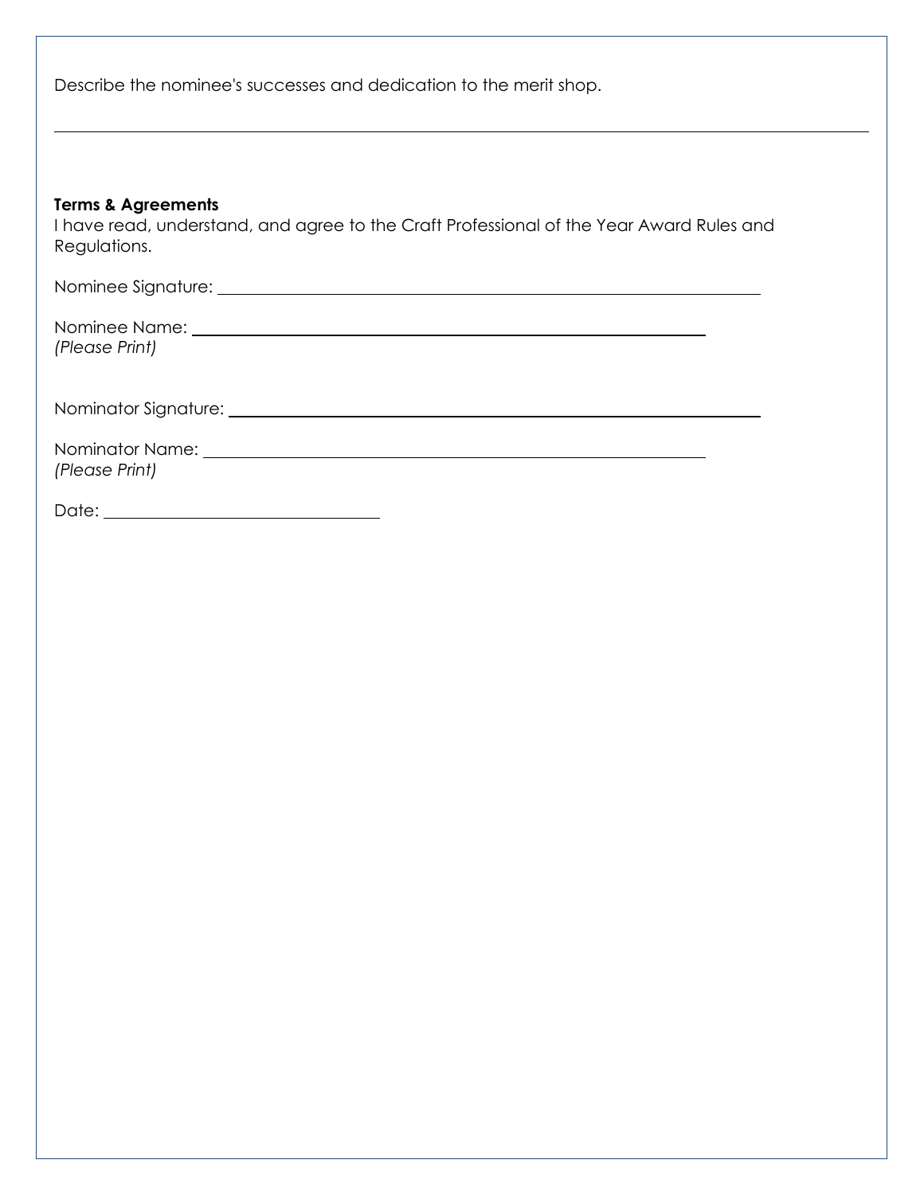Describe the nominee's successes and dedication to the merit shop.

---

**Terms & Agreements**
I have read, understand, and agree to the Craft Professional of the Year Award Rules and Regulations.

Nominee Signature: ______________________________________________

Nominee Name: __________________________________________
*(Please Print)*

Nominator Signature: ____________________________________________

Nominator Name: ________________________________________
*(Please Print)*

Date: ______________________